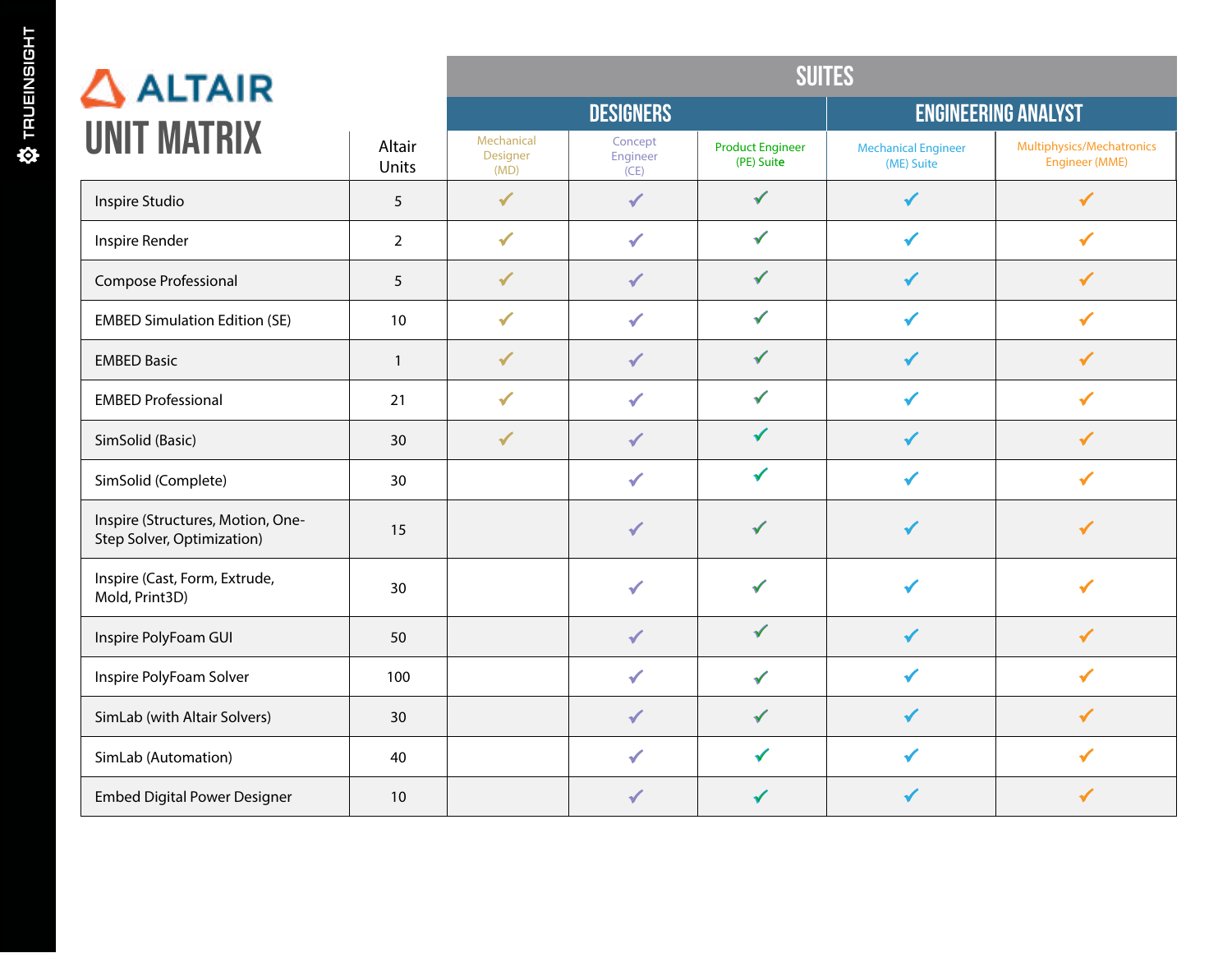# ALTAIR UNIT MATRIX

| | Altair Units | SUITES | | | | |
|---|---|---|---|---|---|---|
| | | DESIGNERS | | | ENGINEERING ANALYST | |
| | | Mechanical Designer (MD) | Concept Engineer (CE) | Product Engineer (PE) Suite | Mechanical Engineer (ME) Suite | Multiphysics/Mechatronics Engineer (MME) |
| Inspire Studio | 5 | ✓ | ✓ | ✓ | ✓ | ✓ |
| Inspire Render | 2 | ✓ | ✓ | ✓ | ✓ | ✓ |
| Compose Professional | 5 | ✓ | ✓ | ✓ | ✓ | ✓ |
| EMBED Simulation Edition (SE) | 10 | ✓ | ✓ | ✓ | ✓ | ✓ |
| EMBED Basic | 1 | ✓ | ✓ | ✓ | ✓ | ✓ |
| EMBED Professional | 21 | ✓ | ✓ | ✓ | ✓ | ✓ |
| SimSolid (Basic) | 30 | ✓ | ✓ | ✓ | ✓ | ✓ |
| SimSolid (Complete) | 30 | | ✓ | ✓ | ✓ | ✓ |
| Inspire (Structures, Motion, One-Step Solver, Optimization) | 15 | | ✓ | ✓ | ✓ | ✓ |
| Inspire (Cast, Form, Extrude, Mold, Print3D) | 30 | | ✓ | ✓ | ✓ | ✓ |
| Inspire PolyFoam GUI | 50 | | ✓ | ✓ | ✓ | ✓ |
| Inspire PolyFoam Solver | 100 | | ✓ | ✓ | ✓ | ✓ |
| SimLab (with Altair Solvers) | 30 | | ✓ | ✓ | ✓ | ✓ |
| SimLab (Automation) | 40 | | ✓ | ✓ | ✓ | ✓ |
| Embed Digital Power Designer | 10 | | ✓ | ✓ | ✓ | ✓ |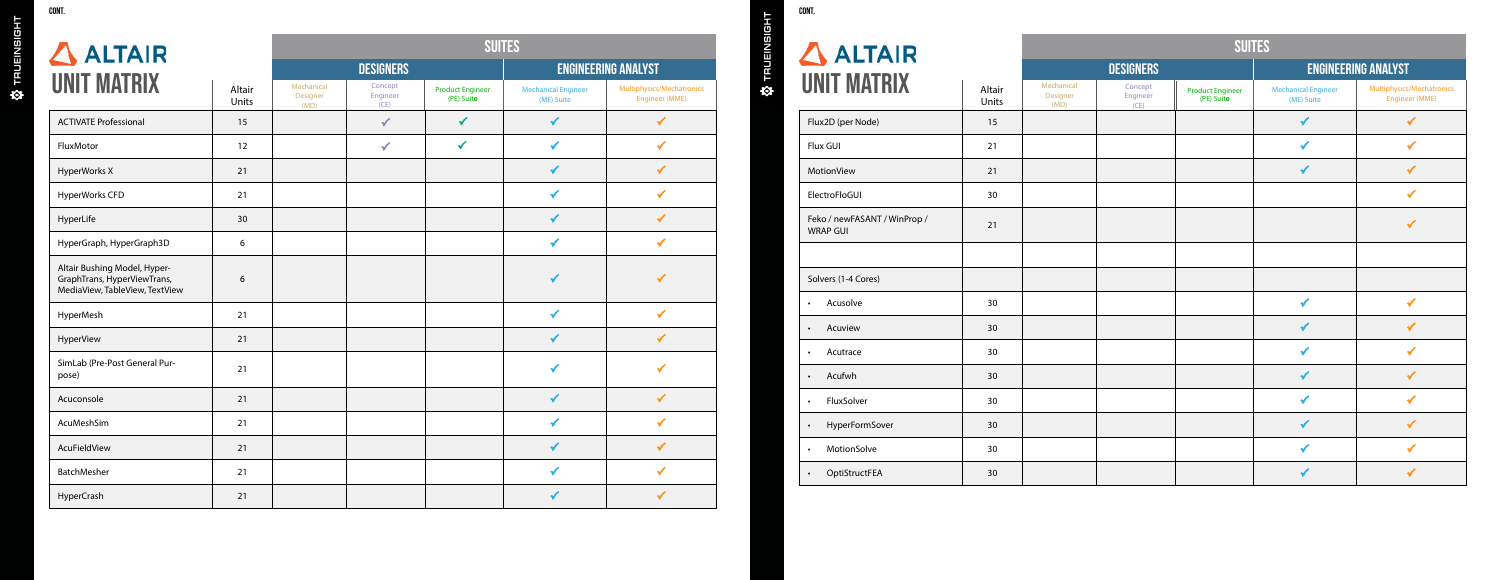CONT.

# ALTAIR UNIT MATRIX

| | Altair Units | SUITES | | | | |
|---|---|---|---|---|---|---|
| | | DESIGNERS | | | ENGINEERING ANALYST | |
| | | Mechanical Designer (MD) | Concept Engineer (CE) | Product Engineer (PE) Suite | Mechanical Engineer (ME) Suite | Multiphysics/Mechatronics Engineer (MME) |
| ACTIVATE Professional | 15 | | ✔ | ✔ | ✔ | ✔ |
| FluxMotor | 12 | | ✔ | ✔ | ✔ | ✔ |
| HyperWorks X | 21 | | | | ✔ | ✔ |
| HyperWorks CFD | 21 | | | | ✔ | ✔ |
| HyperLife | 30 | | | | ✔ | ✔ |
| HyperGraph, HyperGraph3D | 6 | | | | ✔ | ✔ |
| Altair Bushing Model, HyperGraphTrans, HyperViewTrans, MediaView, TableView, TextView | 6 | | | | ✔ | ✔ |
| HyperMesh | 21 | | | | ✔ | ✔ |
| HyperView | 21 | | | | ✔ | ✔ |
| SimLab (Pre-Post General Purpose) | 21 | | | | ✔ | ✔ |
| Acuconsole | 21 | | | | ✔ | ✔ |
| AcuMeshSim | 21 | | | | ✔ | ✔ |
| AcuFieldView | 21 | | | | ✔ | ✔ |
| BatchMesher | 21 | | | | ✔ | ✔ |
| HyperCrash | 21 | | | | ✔ | ✔ |

CONT.

# ALTAIR UNIT MATRIX

| | Altair Units | SUITES | | | | |
|---|---|---|---|---|---|---|
| | | DESIGNERS | | | ENGINEERING ANALYST | |
| | | Mechanical Designer (MD) | Concept Engineer (CE) | Product Engineer (PE) Suite | Mechanical Engineer (ME) Suite | Multiphysics/Mechatronics Engineer (MME) |
| Flux2D (per Node) | 15 | | | | ✔ | ✔ |
| Flux GUI | 21 | | | | ✔ | ✔ |
| MotionView | 21 | | | | ✔ | ✔ |
| ElectroFloGUI | 30 | | | | | ✔ |
| Feko / newFASANT / WinProp / WRAP GUI | 21 | | | | | ✔ |
| | | | | | | |
| Solvers (1-4 Cores) | | | | | | |
| • Acusolve | 30 | | | | ✔ | ✔ |
| • Acuview | 30 | | | | ✔ | ✔ |
| • Acutrace | 30 | | | | ✔ | ✔ |
| • Acufwh | 30 | | | | ✔ | ✔ |
| • FluxSolver | 30 | | | | ✔ | ✔ |
| • HyperFormSover | 30 | | | | ✔ | ✔ |
| • MotionSolve | 30 | | | | ✔ | ✔ |
| • OptiStructFEA | 30 | | | | ✔ | ✔ |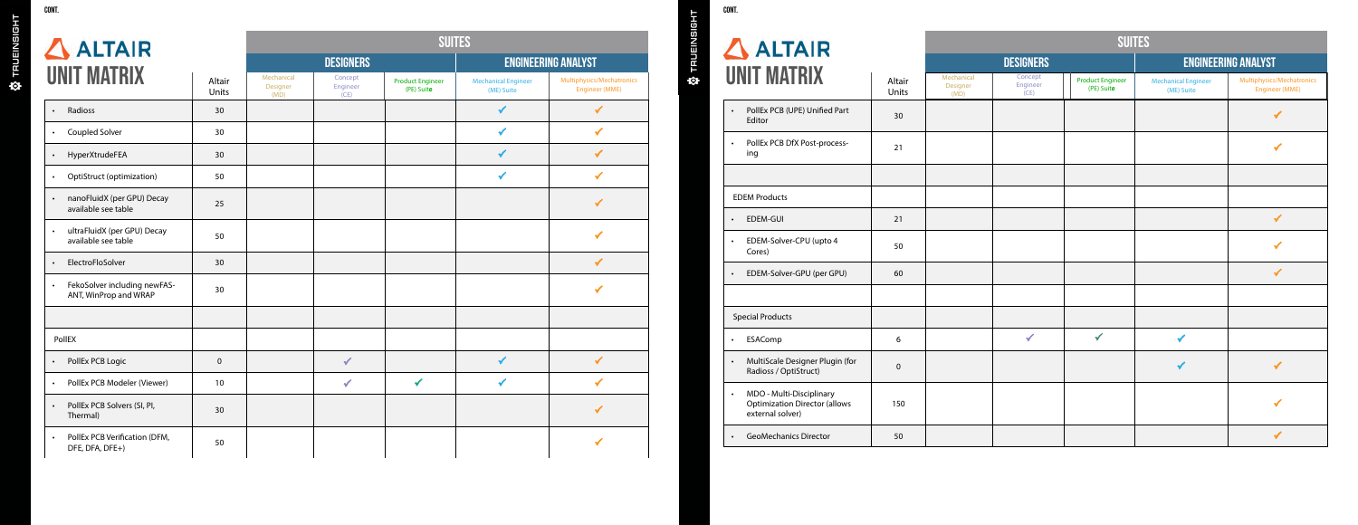CONT.

# ALTAIR UNIT MATRIX

| | Altair Units | SUITES | | | | |
|---|---|---|---|---|---|---|
| | | DESIGNERS | | | ENGINEERING ANALYST | |
| | | Mechanical Designer (MD) | Concept Engineer (CE) | Product Engineer (PE) Suite | Mechanical Engineer (ME) Suite | Multiphysics/Mechatronics Engineer (MME) |
| • Radioss | 30 | | | | ✓ | ✓ |
| • Coupled Solver | 30 | | | | ✓ | ✓ |
| • HyperXtrudeFEA | 30 | | | | ✓ | ✓ |
| • OptiStruct (optimization) | 50 | | | | ✓ | ✓ |
| • nanoFluidX (per GPU) Decay available see table | 25 | | | | | ✓ |
| • ultraFluidX (per GPU) Decay available see table | 50 | | | | | ✓ |
| • ElectroFloSolver | 30 | | | | | ✓ |
| • FekoSolver including newFASANT, WinProp and WRAP | 30 | | | | | ✓ |
| | | | | | | |
| PollEX | | | | | | |
| • PollEx PCB Logic | 0 | | ✓ | | ✓ | ✓ |
| • PollEx PCB Modeler (Viewer) | 10 | | ✓ | ✓ | ✓ | ✓ |
| • PollEx PCB Solvers (SI, PI, Thermal) | 30 | | | | | ✓ |
| • PollEx PCB Verification (DFM, DFE, DFA, DFE+) | 50 | | | | | ✓ |
| • PollEx PCB (UPE) Unified Part Editor | 30 | | | | | ✓ |
| • PollEx PCB DfX Post-processing | 21 | | | | | ✓ |
| | | | | | | |
| EDEM Products | | | | | | |
| • EDEM-GUI | 21 | | | | | ✓ |
| • EDEM-Solver-CPU (upto 4 Cores) | 50 | | | | | ✓ |
| • EDEM-Solver-GPU (per GPU) | 60 | | | | | ✓ |
| | | | | | | |
| Special Products | | | | | | |
| • ESAComp | 6 | | ✓ | ✓ | ✓ | |
| • MultiScale Designer Plugin (for Radioss / OptiStruct) | 0 | | | | ✓ | ✓ |
| • MDO - Multi-Disciplinary Optimization Director (allows external solver) | 150 | | | | | ✓ |
| • GeoMechanics Director | 50 | | | | | ✓ |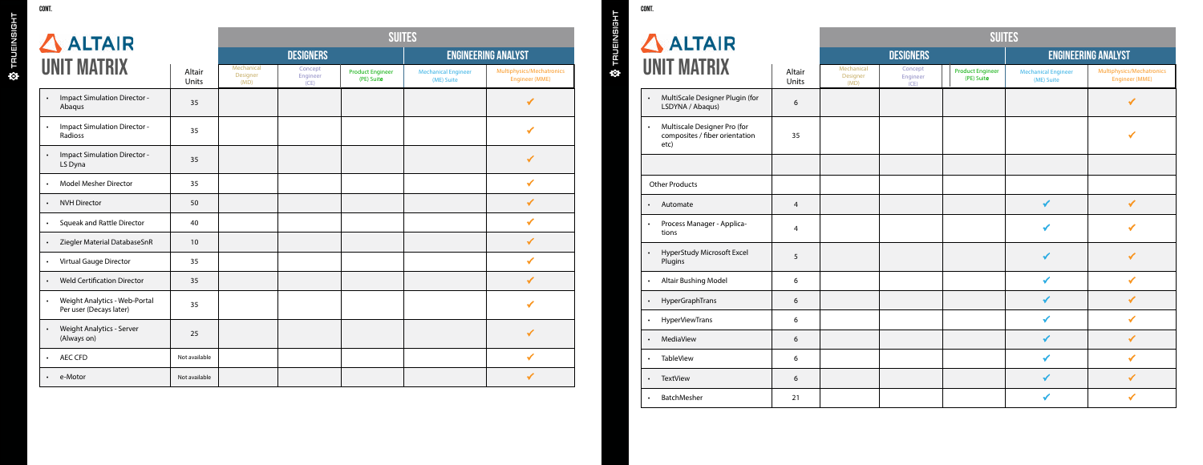CONT.

# ALTAIR UNIT MATRIX

| | Altair Units | SUITES | | | | |
|---|---|---|---|---|---|---|
| | | DESIGNERS | | | ENGINEERING ANALYST | |
| | | Mechanical Designer (MD) | Concept Engineer (CE) | Product Engineer (PE) Suite | Mechanical Engineer (ME) Suite | Multiphysics/Mechatronics Engineer (MME) |
| • Impact Simulation Director - Abaqus | 35 | | | | | ✔ |
| • Impact Simulation Director - Radioss | 35 | | | | | ✔ |
| • Impact Simulation Director - LS Dyna | 35 | | | | | ✔ |
| • Model Mesher Director | 35 | | | | | ✔ |
| • NVH Director | 50 | | | | | ✔ |
| • Squeak and Rattle Director | 40 | | | | | ✔ |
| • Ziegler Material DatabaseSnR | 10 | | | | | ✔ |
| • Virtual Gauge Director | 35 | | | | | ✔ |
| • Weld Certification Director | 35 | | | | | ✔ |
| • Weight Analytics - Web-Portal Per user (Decays later) | 35 | | | | | ✔ |
| • Weight Analytics - Server (Always on) | 25 | | | | | ✔ |
| • AEC CFD | Not available | | | | | ✔ |
| • e-Motor | Not available | | | | | ✔ |

CONT.

# ALTAIR UNIT MATRIX

| | Altair Units | SUITES | | | | |
|---|---|---|---|---|---|---|
| | | DESIGNERS | | | ENGINEERING ANALYST | |
| | | Mechanical Designer (MD) | Concept Engineer (CE) | Product Engineer (PE) Suite | Mechanical Engineer (ME) Suite | Multiphysics/Mechatronics Engineer (MME) |
| • MultiScale Designer Plugin (for LSDYNA / Abaqus) | 6 | | | | | ✔ |
| • Multiscale Designer Pro (for composites / fiber orientation etc) | 35 | | | | | ✔ |
| | | | | | | |
| Other Products | | | | | | |
| • Automate | 4 | | | | ✔ | ✔ |
| • Process Manager - Applica-tions | 4 | | | | ✔ | ✔ |
| • HyperStudy Microsoft Excel Plugins | 5 | | | | ✔ | ✔ |
| • Altair Bushing Model | 6 | | | | ✔ | ✔ |
| • HyperGraphTrans | 6 | | | | ✔ | ✔ |
| • HyperViewTrans | 6 | | | | ✔ | ✔ |
| • MediaView | 6 | | | | ✔ | ✔ |
| • TableView | 6 | | | | ✔ | ✔ |
| • TextView | 6 | | | | ✔ | ✔ |
| • BatchMesher | 21 | | | | ✔ | ✔ |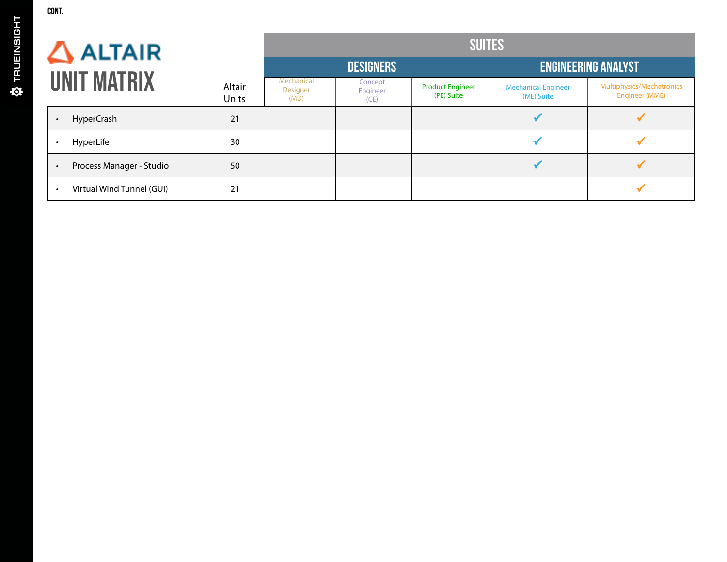CONT.

# ALTAIR

# UNIT MATRIX

| | | SUITES | | | | |
|---|---|---|---|---|---|---|
| | | DESIGNERS | | | ENGINEERING ANALYST | |
| | Altair Units | Mechanical Designer (MD) | Concept Engineer (CE) | Product Engineer (PE) Suite | Mechanical Engineer (ME) Suite | Multiphysics/Mechatronics Engineer (MME) |
| • HyperCrash | 21 | | | | ✓ | ✓ |
| • HyperLife | 30 | | | | ✓ | ✓ |
| • Process Manager - Studio | 50 | | | | ✓ | ✓ |
| • Virtual Wind Tunnel (GUI) | 21 | | | | | ✓ |